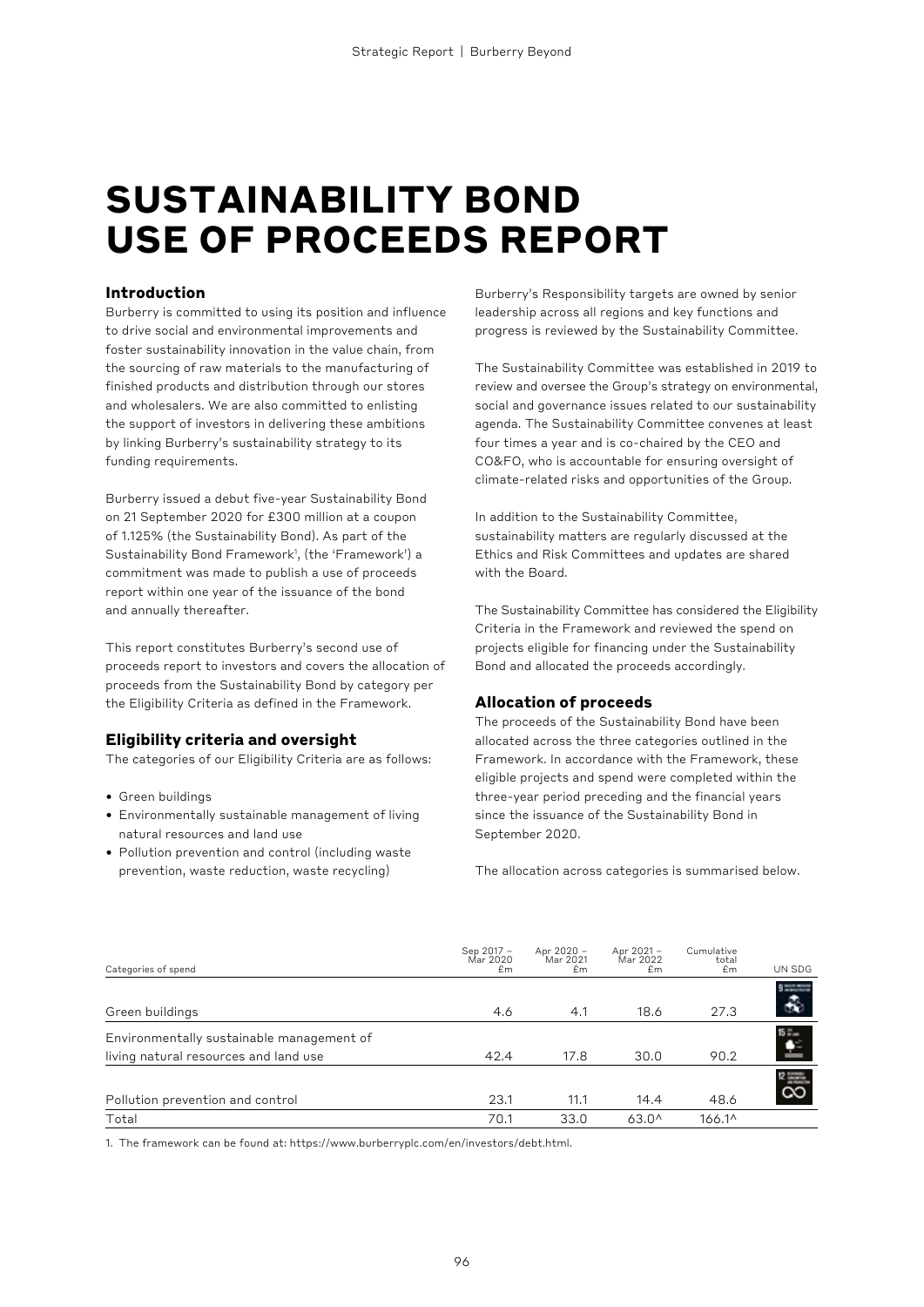# SUSTAINABILITY BOND USE OF PROCEEDS REPORT

## Introduction

Burberry is committed to using its position and influence to drive social and environmental improvements and foster sustainability innovation in the value chain, from the sourcing of raw materials to the manufacturing of finished products and distribution through our stores and wholesalers. We are also committed to enlisting the support of investors in delivering these ambitions by linking Burberry's sustainability strategy to its funding requirements.

Burberry issued a debut five-year Sustainability Bond on 21 September 2020 for £300 million at a coupon of 1.125% (the Sustainability Bond). As part of the Sustainability Bond Framework[1], (the 'Framework') a commitment was made to publish a use of proceeds report within one year of the issuance of the bond and annually thereafter.

This report constitutes Burberry's second use of proceeds report to investors and covers the allocation of proceeds from the Sustainability Bond by category per the Eligibility Criteria as defined in the Framework.

## Eligibility criteria and oversight

The categories of our Eligibility Criteria are as follows:

- Green buildings
- Environmentally sustainable management of living natural resources and land use
- Pollution prevention and control (including waste prevention, waste reduction, waste recycling)

Burberry's Responsibility targets are owned by senior leadership across all regions and key functions and progress is reviewed by the Sustainability Committee.

The Sustainability Committee was established in 2019 to review and oversee the Group's strategy on environmental, social and governance issues related to our sustainability agenda. The Sustainability Committee convenes at least four times a year and is co-chaired by the CEO and CO&FO, who is accountable for ensuring oversight of climate-related risks and opportunities of the Group.

In addition to the Sustainability Committee, sustainability matters are regularly discussed at the Ethics and Risk Committees and updates are shared with the Board.

The Sustainability Committee has considered the Eligibility Criteria in the Framework and reviewed the spend on projects eligible for financing under the Sustainability Bond and allocated the proceeds accordingly.

## Allocation of proceeds

The proceeds of the Sustainability Bond have been allocated across the three categories outlined in the Framework. In accordance with the Framework, these eligible projects and spend were completed within the three-year period preceding and the financial years since the issuance of the Sustainability Bond in September 2020.

The allocation across categories is summarised below.

| Categories of spend | Sep 2017 – Mar 2020 £m | Apr 2020 – Mar 2021 £m | Apr 2021 – Mar 2022 £m | Cumulative total £m | UN SDG |
|---|---|---|---|---|---|
| Green buildings | 4.6 | 4.1 | 18.6 | 27.3 | 9 |
| Environmentally sustainable management of living natural resources and land use | 42.4 | 17.8 | 30.0 | 90.2 | 15 |
| Pollution prevention and control | 23.1 | 11.1 | 14.4 | 48.6 | 12 |
| Total | 70.1 | 33.0 | 63.0^ | 166.1^ | |

1. The framework can be found at: https://www.burberryplc.com/en/investors/debt.html.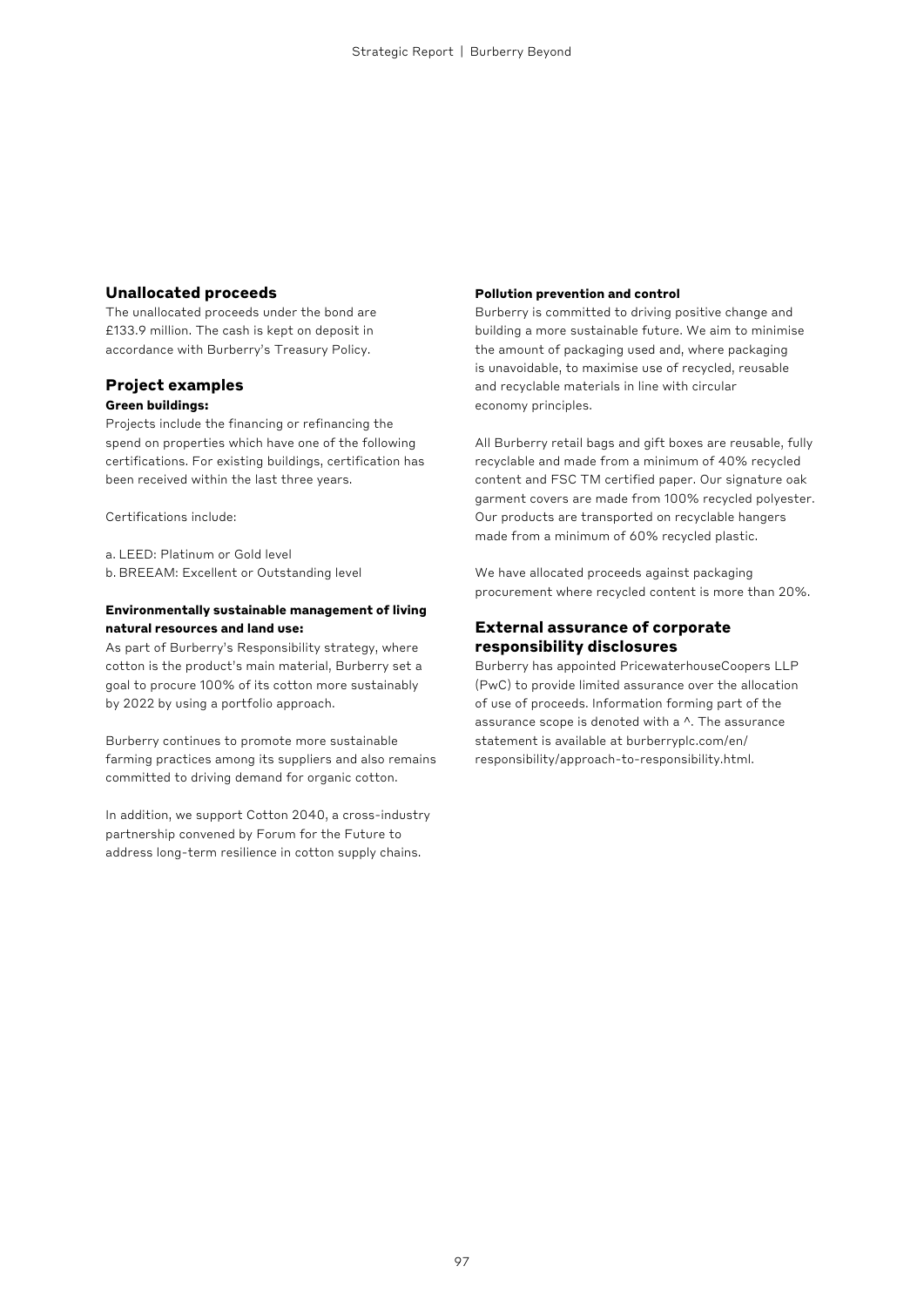## Unallocated proceeds

The unallocated proceeds under the bond are £133.9 million. The cash is kept on deposit in accordance with Burberry's Treasury Policy.

## Project examples

**Green buildings:**

Projects include the financing or refinancing the spend on properties which have one of the following certifications. For existing buildings, certification has been received within the last three years.

Certifications include:

a. LEED: Platinum or Gold level
b. BREEAM: Excellent or Outstanding level

**Environmentally sustainable management of living natural resources and land use:**

As part of Burberry's Responsibility strategy, where cotton is the product's main material, Burberry set a goal to procure 100% of its cotton more sustainably by 2022 by using a portfolio approach.

Burberry continues to promote more sustainable farming practices among its suppliers and also remains committed to driving demand for organic cotton.

In addition, we support Cotton 2040, a cross-industry partnership convened by Forum for the Future to address long-term resilience in cotton supply chains.

**Pollution prevention and control**

Burberry is committed to driving positive change and building a more sustainable future. We aim to minimise the amount of packaging used and, where packaging is unavoidable, to maximise use of recycled, reusable and recyclable materials in line with circular economy principles.

All Burberry retail bags and gift boxes are reusable, fully recyclable and made from a minimum of 40% recycled content and FSC TM certified paper. Our signature oak garment covers are made from 100% recycled polyester. Our products are transported on recyclable hangers made from a minimum of 60% recycled plastic.

We have allocated proceeds against packaging procurement where recycled content is more than 20%.

## External assurance of corporate responsibility disclosures

Burberry has appointed PricewaterhouseCoopers LLP (PwC) to provide limited assurance over the allocation of use of proceeds. Information forming part of the assurance scope is denoted with a ^. The assurance statement is available at burberryplc.com/en/responsibility/approach-to-responsibility.html.